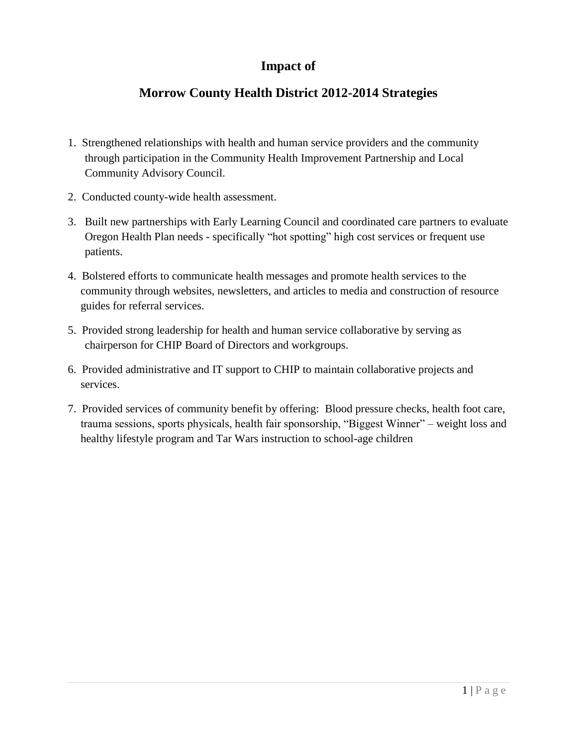# Impact of

# Morrow County Health District 2012-2014 Strategies

1. Strengthened relationships with health and human service providers and the community through participation in the Community Health Improvement Partnership and Local Community Advisory Council.
2. Conducted county-wide health assessment.
3. Built new partnerships with Early Learning Council and coordinated care partners to evaluate Oregon Health Plan needs - specifically "hot spotting" high cost services or frequent use patients.
4. Bolstered efforts to communicate health messages and promote health services to the community through websites, newsletters, and articles to media and construction of resource guides for referral services.
5. Provided strong leadership for health and human service collaborative by serving as chairperson for CHIP Board of Directors and workgroups.
6. Provided administrative and IT support to CHIP to maintain collaborative projects and services.
7. Provided services of community benefit by offering: Blood pressure checks, health foot care, trauma sessions, sports physicals, health fair sponsorship, "Biggest Winner" – weight loss and healthy lifestyle program and Tar Wars instruction to school-age children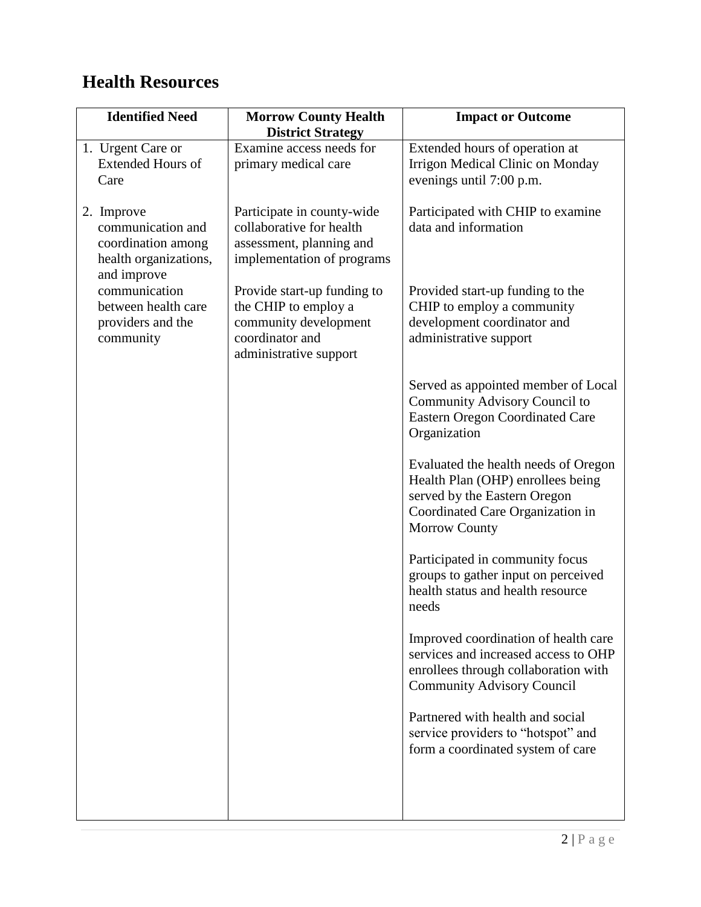## Health Resources

| Identified Need | Morrow County Health District Strategy | Impact or Outcome |
|---|---|---|
| 1. Urgent Care or Extended Hours of Care | Examine access needs for primary medical care | Extended hours of operation at Irrigon Medical Clinic on Monday evenings until 7:00 p.m. |
| 2. Improve communication and coordination among health organizations, and improve communication between health care providers and the community | Participate in county-wide collaborative for health assessment, planning and implementation of programs | Participated with CHIP to examine data and information |
| | Provide start-up funding to the CHIP to employ a community development coordinator and administrative support | Provided start-up funding to the CHIP to employ a community development coordinator and administrative support |
| | | Served as appointed member of Local Community Advisory Council to Eastern Oregon Coordinated Care Organization |
| | | Evaluated the health needs of Oregon Health Plan (OHP) enrollees being served by the Eastern Oregon Coordinated Care Organization in Morrow County |
| | | Participated in community focus groups to gather input on perceived health status and health resource needs |
| | | Improved coordination of health care services and increased access to OHP enrollees through collaboration with Community Advisory Council |
| | | Partnered with health and social service providers to "hotspot" and form a coordinated system of care |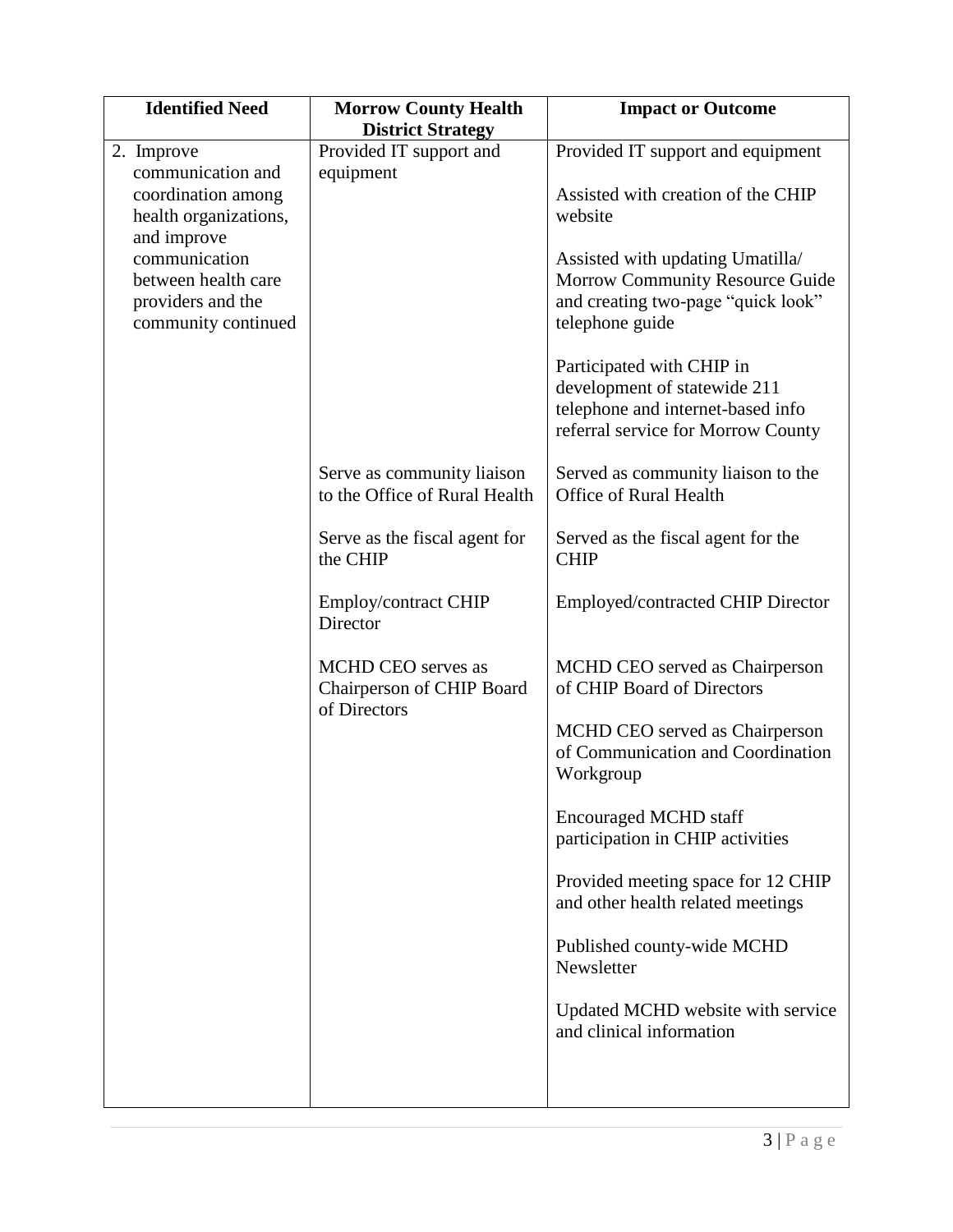| Identified Need | Morrow County Health District Strategy | Impact or Outcome |
| --- | --- | --- |
| 2. Improve communication and coordination among health organizations, and improve communication between health care providers and the community continued | Provided IT support and equipment | Provided IT support and equipment<br><br>Assisted with creation of the CHIP website<br><br>Assisted with updating Umatilla/ Morrow Community Resource Guide and creating two-page "quick look" telephone guide<br><br>Participated with CHIP in development of statewide 211 telephone and internet-based info referral service for Morrow County |
| | Serve as community liaison to the Office of Rural Health | Served as community liaison to the Office of Rural Health |
| | Serve as the fiscal agent for the CHIP | Served as the fiscal agent for the CHIP |
| | Employ/contract CHIP Director | Employed/contracted CHIP Director |
| | MCHD CEO serves as Chairperson of CHIP Board of Directors | MCHD CEO served as Chairperson of CHIP Board of Directors<br><br>MCHD CEO served as Chairperson of Communication and Coordination Workgroup<br><br>Encouraged MCHD staff participation in CHIP activities<br><br>Provided meeting space for 12 CHIP and other health related meetings<br><br>Published county-wide MCHD Newsletter<br><br>Updated MCHD website with service and clinical information |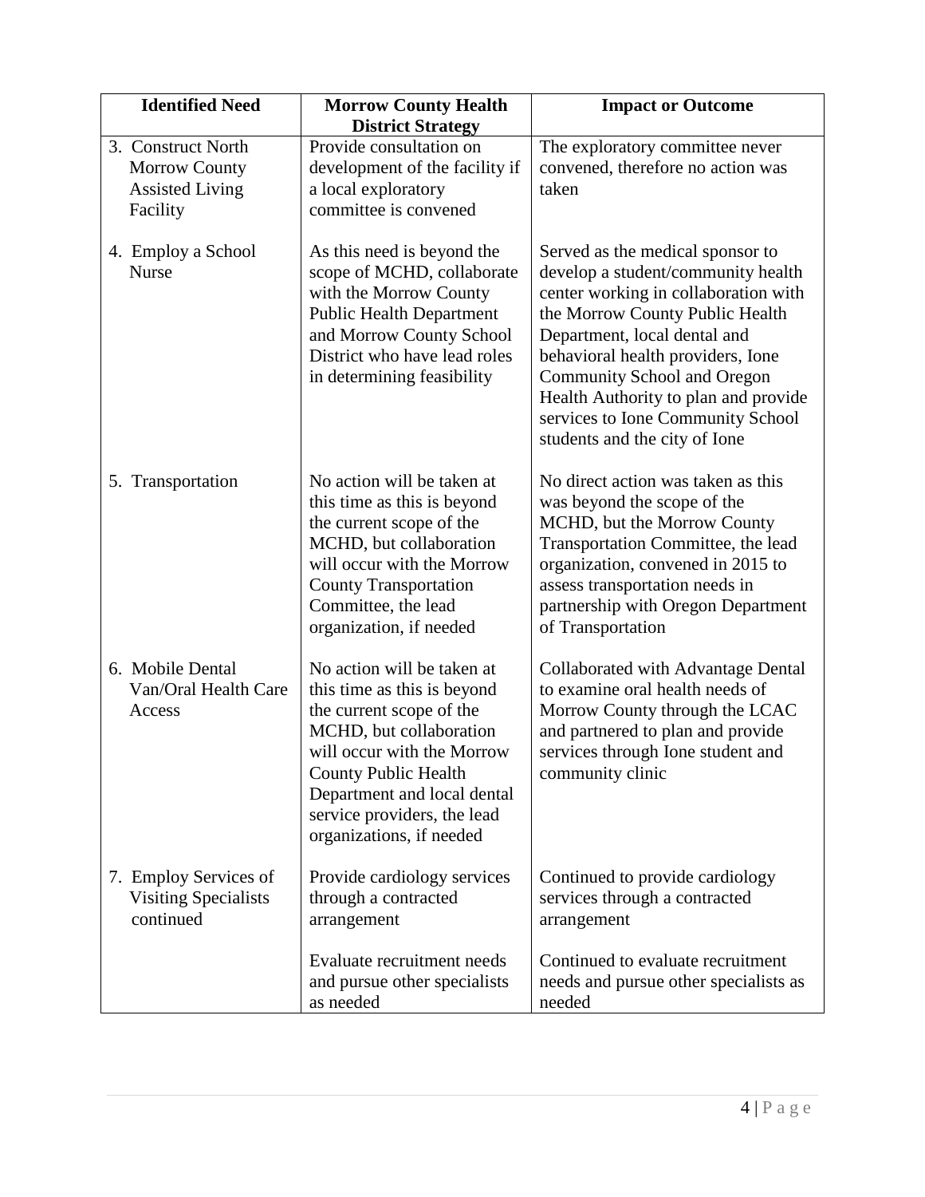| Identified Need | Morrow County Health District Strategy | Impact or Outcome |
|---|---|---|
| 3. Construct North Morrow County Assisted Living Facility | Provide consultation on development of the facility if a local exploratory committee is convened | The exploratory committee never convened, therefore no action was taken |
| 4. Employ a School Nurse | As this need is beyond the scope of MCHD, collaborate with the Morrow County Public Health Department and Morrow County School District who have lead roles in determining feasibility | Served as the medical sponsor to develop a student/community health center working in collaboration with the Morrow County Public Health Department, local dental and behavioral health providers, Ione Community School and Oregon Health Authority to plan and provide services to Ione Community School students and the city of Ione |
| 5. Transportation | No action will be taken at this time as this is beyond the current scope of the MCHD, but collaboration will occur with the Morrow County Transportation Committee, the lead organization, if needed | No direct action was taken as this was beyond the scope of the MCHD, but the Morrow County Transportation Committee, the lead organization, convened in 2015 to assess transportation needs in partnership with Oregon Department of Transportation |
| 6. Mobile Dental Van/Oral Health Care Access | No action will be taken at this time as this is beyond the current scope of the MCHD, but collaboration will occur with the Morrow County Public Health Department and local dental service providers, the lead organizations, if needed | Collaborated with Advantage Dental to examine oral health needs of Morrow County through the LCAC and partnered to plan and provide services through Ione student and community clinic |
| 7. Employ Services of Visiting Specialists continued | Provide cardiology services through a contracted arrangement | Continued to provide cardiology services through a contracted arrangement |
| | Evaluate recruitment needs and pursue other specialists as needed | Continued to evaluate recruitment needs and pursue other specialists as needed |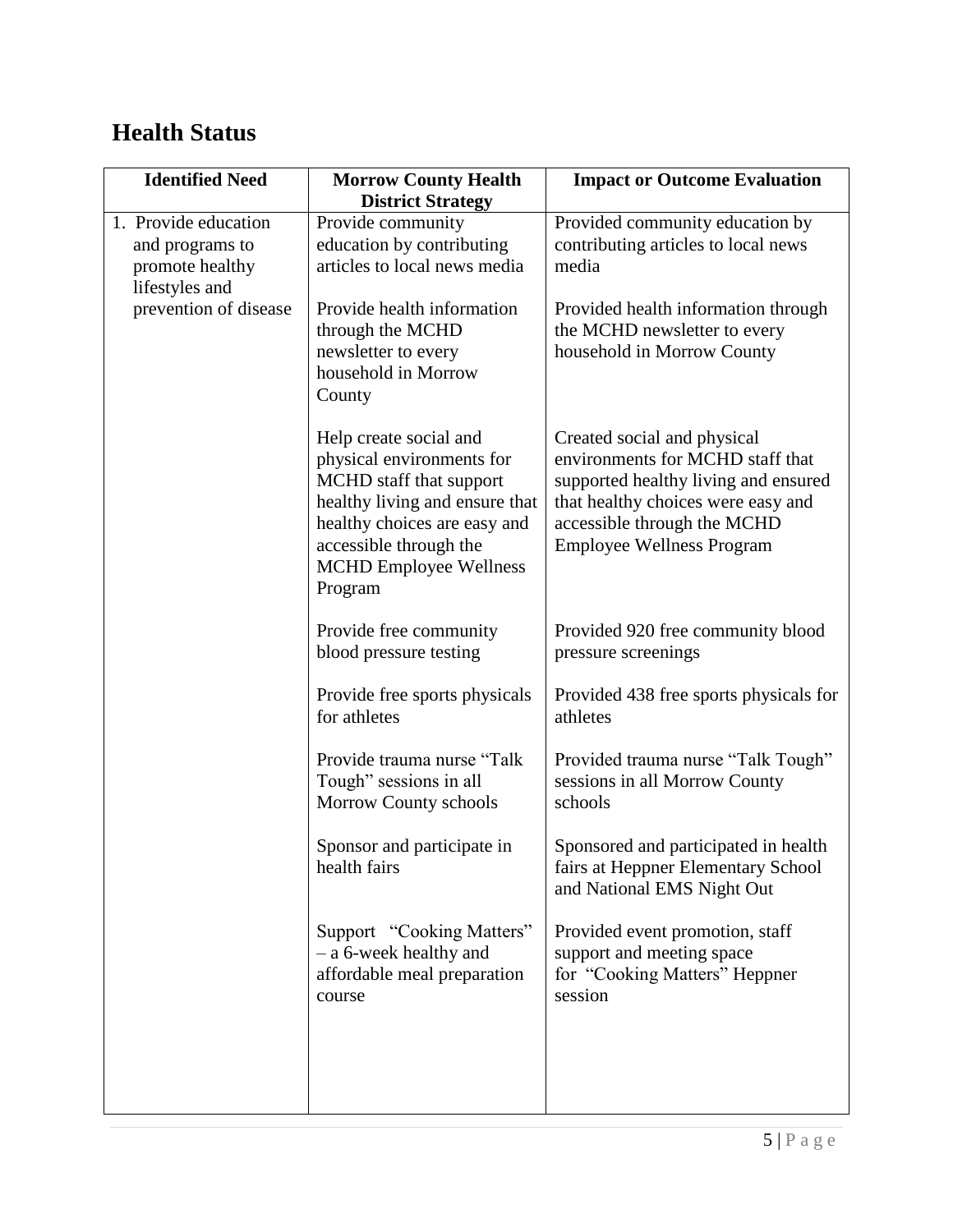## Health Status

| Identified Need | Morrow County Health District Strategy | Impact or Outcome Evaluation |
|---|---|---|
| 1. Provide education and programs to promote healthy lifestyles and prevention of disease | Provide community education by contributing articles to local news media | Provided community education by contributing articles to local news media |
| | Provide health information through the MCHD newsletter to every household in Morrow County | Provided health information through the MCHD newsletter to every household in Morrow County |
| | Help create social and physical environments for MCHD staff that support healthy living and ensure that healthy choices are easy and accessible through the MCHD Employee Wellness Program | Created social and physical environments for MCHD staff that supported healthy living and ensured that healthy choices were easy and accessible through the MCHD Employee Wellness Program |
| | Provide free community blood pressure testing | Provided 920 free community blood pressure screenings |
| | Provide free sports physicals for athletes | Provided 438 free sports physicals for athletes |
| | Provide trauma nurse "Talk Tough" sessions in all Morrow County schools | Provided trauma nurse "Talk Tough" sessions in all Morrow County schools |
| | Sponsor and participate in health fairs | Sponsored and participated in health fairs at Heppner Elementary School and National EMS Night Out |
| | Support "Cooking Matters" – a 6-week healthy and affordable meal preparation course | Provided event promotion, staff support and meeting space for "Cooking Matters" Heppner session |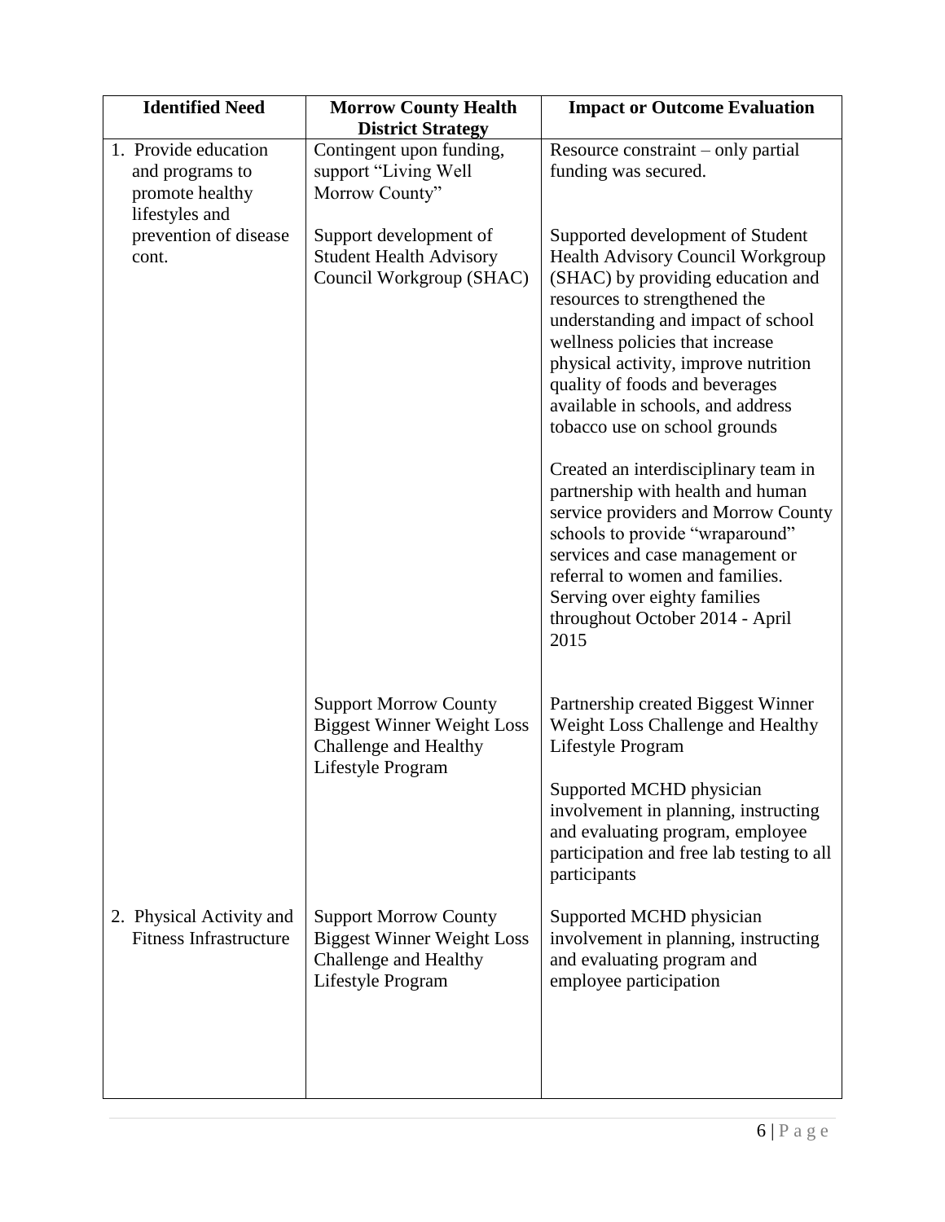| Identified Need | Morrow County Health District Strategy | Impact or Outcome Evaluation |
|---|---|---|
| 1. Provide education and programs to promote healthy lifestyles and prevention of disease cont. | Contingent upon funding, support "Living Well Morrow County" | Resource constraint – only partial funding was secured. |
| | Support development of Student Health Advisory Council Workgroup (SHAC) | Supported development of Student Health Advisory Council Workgroup (SHAC) by providing education and resources to strengthened the understanding and impact of school wellness policies that increase physical activity, improve nutrition quality of foods and beverages available in schools, and address tobacco use on school grounds<br><br>Created an interdisciplinary team in partnership with health and human service providers and Morrow County schools to provide "wraparound" services and case management or referral to women and families. Serving over eighty families throughout October 2014 - April 2015 |
| | Support Morrow County Biggest Winner Weight Loss Challenge and Healthy Lifestyle Program | Partnership created Biggest Winner Weight Loss Challenge and Healthy Lifestyle Program<br><br>Supported MCHD physician involvement in planning, instructing and evaluating program, employee participation and free lab testing to all participants |
| 2. Physical Activity and Fitness Infrastructure | Support Morrow County Biggest Winner Weight Loss Challenge and Healthy Lifestyle Program | Supported MCHD physician involvement in planning, instructing and evaluating program and employee participation |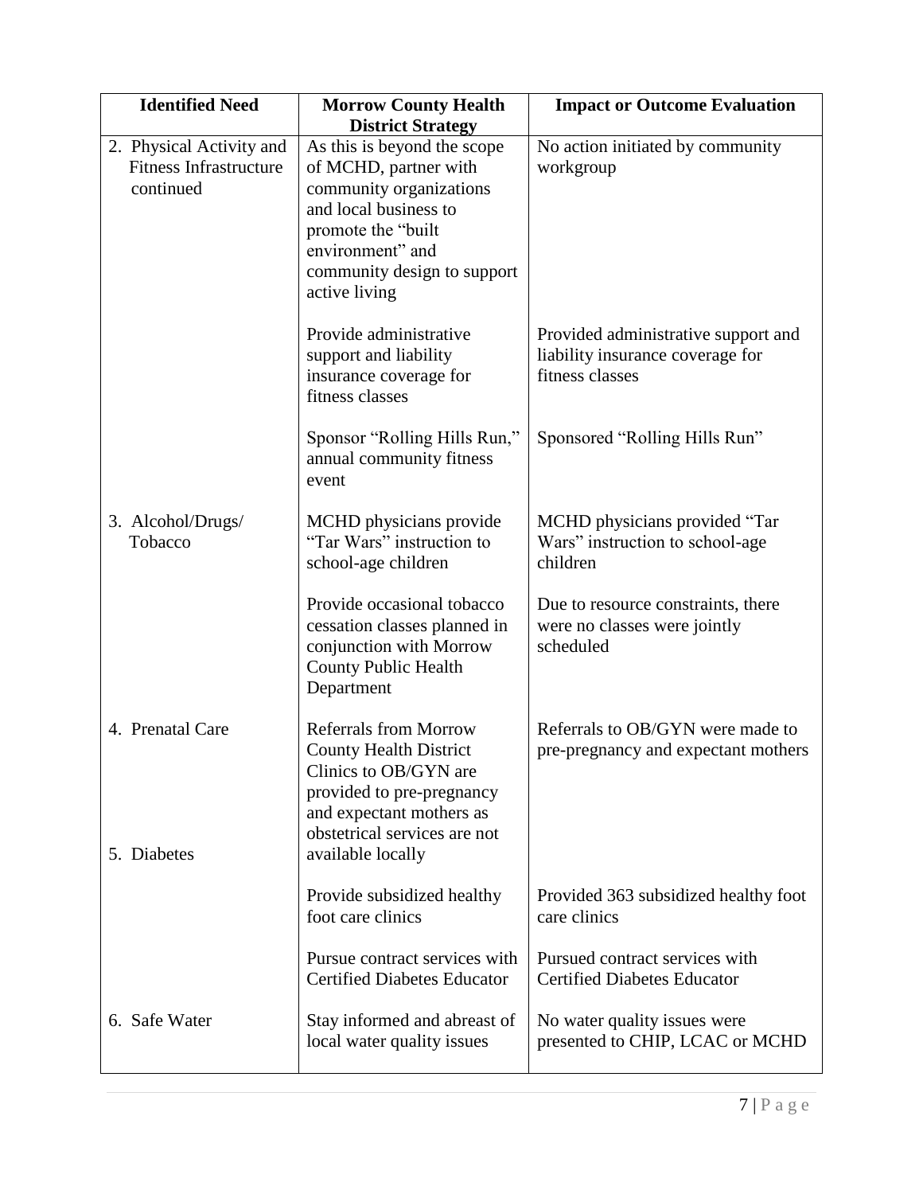| Identified Need | Morrow County Health District Strategy | Impact or Outcome Evaluation |
|---|---|---|
| 2. Physical Activity and Fitness Infrastructure continued | As this is beyond the scope of MCHD, partner with community organizations and local business to promote the "built environment" and community design to support active living | No action initiated by community workgroup |
| | Provide administrative support and liability insurance coverage for fitness classes | Provided administrative support and liability insurance coverage for fitness classes |
| | Sponsor "Rolling Hills Run," annual community fitness event | Sponsored "Rolling Hills Run" |
| 3. Alcohol/Drugs/ Tobacco | MCHD physicians provide "Tar Wars" instruction to school-age children | MCHD physicians provided "Tar Wars" instruction to school-age children |
| | Provide occasional tobacco cessation classes planned in conjunction with Morrow County Public Health Department | Due to resource constraints, there were no classes were jointly scheduled |
| 4. Prenatal Care | Referrals from Morrow County Health District Clinics to OB/GYN are provided to pre-pregnancy and expectant mothers as obstetrical services are not available locally | Referrals to OB/GYN were made to pre-pregnancy and expectant mothers |
| 5. Diabetes | Provide subsidized healthy foot care clinics | Provided 363 subsidized healthy foot care clinics |
| | Pursue contract services with Certified Diabetes Educator | Pursued contract services with Certified Diabetes Educator |
| 6. Safe Water | Stay informed and abreast of local water quality issues | No water quality issues were presented to CHIP, LCAC or MCHD |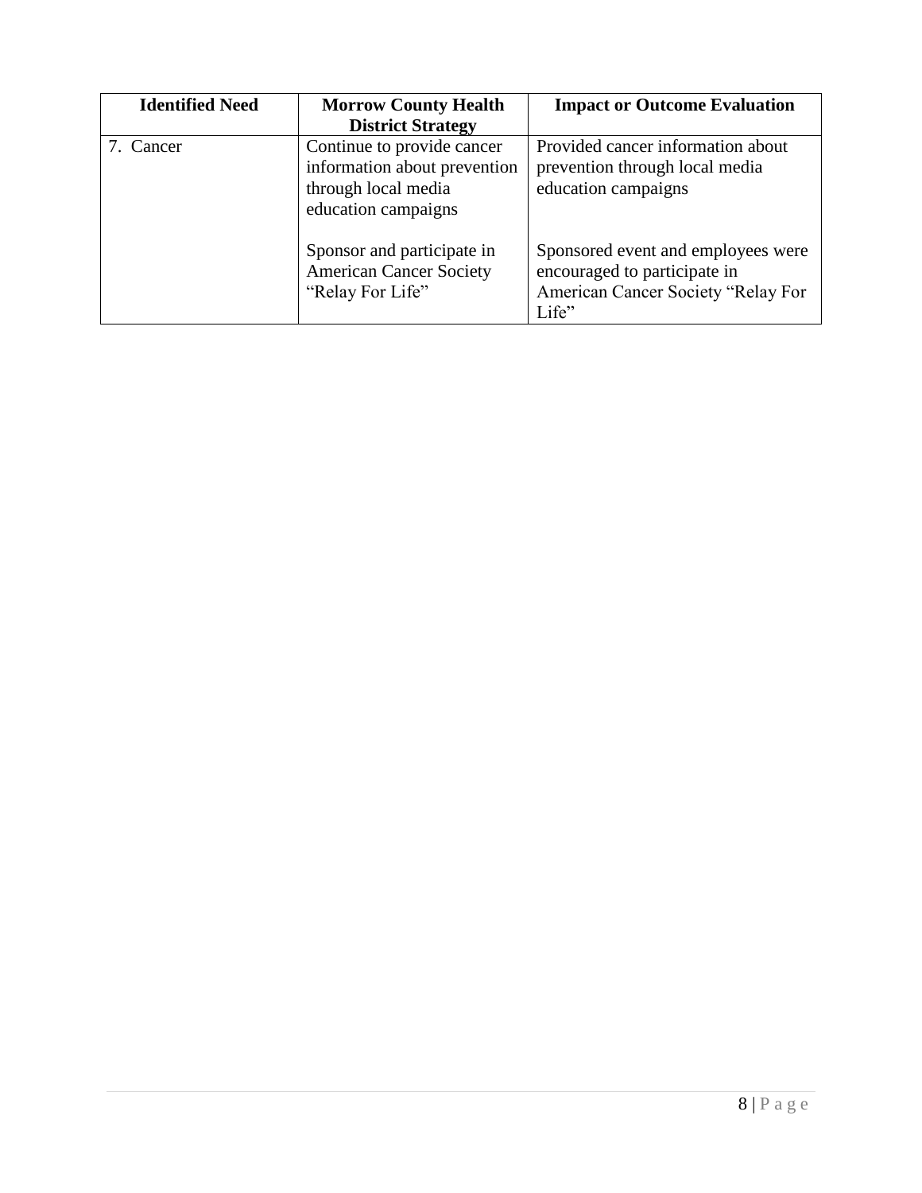| Identified Need | Morrow County Health District Strategy | Impact or Outcome Evaluation |
|---|---|---|
| 7. Cancer | Continue to provide cancer information about prevention through local media education campaigns<br><br>Sponsor and participate in American Cancer Society "Relay For Life" | Provided cancer information about prevention through local media education campaigns<br><br>Sponsored event and employees were encouraged to participate in American Cancer Society "Relay For Life" |